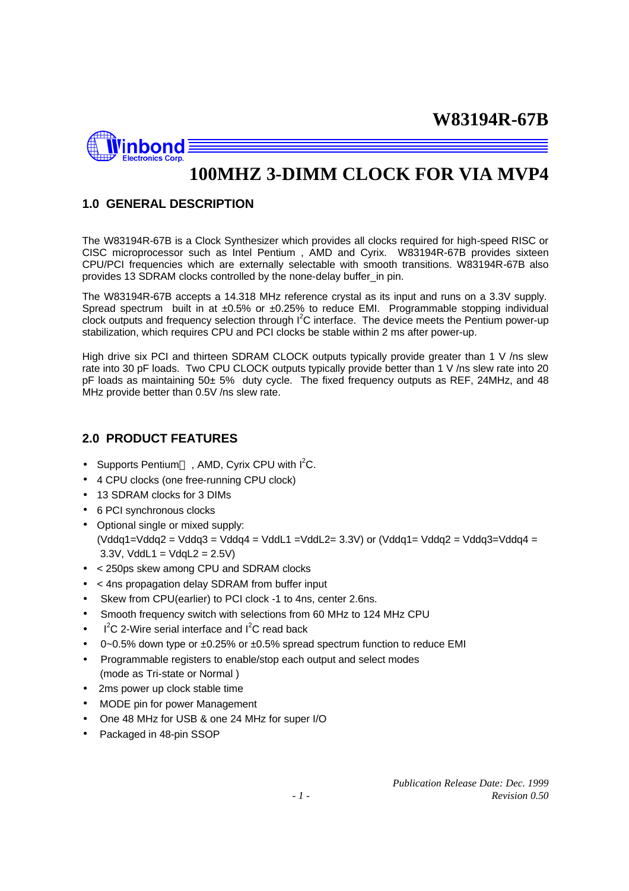# W83194R-67B

# 100MHZ 3-DIMM CLOCK FOR VIA MVP4

## 1.0 GENERAL DESCRIPTION

The W83194R-67B is a Clock Synthesizer which provides all clocks required for high-speed RISC or CISC microprocessor such as Intel Pentium , AMD and Cyrix. W83194R-67B provides sixteen CPU/PCI frequencies which are externally selectable with smooth transitions. W83194R-67B also provides 13 SDRAM clocks controlled by the none-delay buffer_in pin.

The W83194R-67B accepts a 14.318 MHz reference crystal as its input and runs on a 3.3V supply. Spread spectrum built in at ±0.5% or ±0.25% to reduce EMI. Programmable stopping individual clock outputs and frequency selection through $I^2C$ interface. The device meets the Pentium power-up stabilization, which requires CPU and PCI clocks be stable within 2 ms after power-up.

High drive six PCI and thirteen SDRAM CLOCK outputs typically provide greater than 1 V /ns slew rate into 30 pF loads. Two CPU CLOCK outputs typically provide better than 1 V /ns slew rate into 20 pF loads as maintaining 50± 5% duty cycle. The fixed frequency outputs as REF, 24MHz, and 48 MHz provide better than 0.5V /ns slew rate.

## 2.0 PRODUCT FEATURES

- Supports Pentium, AMD, Cyrix CPU with $I^2C$.
- 4 CPU clocks (one free-running CPU clock)
- 13 SDRAM clocks for 3 DIMs
- 6 PCI synchronous clocks
- Optional single or mixed supply:
  (Vddq1=Vddq2 = Vddq3 = Vddq4 = VddL1 =VddL2= 3.3V) or (Vddq1= Vddq2 = Vddq3=Vddq4 = 3.3V, VddL1 = VdqL2 = 2.5V)
- < 250ps skew among CPU and SDRAM clocks
- < 4ns propagation delay SDRAM from buffer input
- Skew from CPU(earlier) to PCI clock -1 to 4ns, center 2.6ns.
- Smooth frequency switch with selections from 60 MHz to 124 MHz CPU
- $I^2C$ 2-Wire serial interface and $I^2C$ read back
- 0~0.5% down type or ±0.25% or ±0.5% spread spectrum function to reduce EMI
- Programmable registers to enable/stop each output and select modes (mode as Tri-state or Normal )
- 2ms power up clock stable time
- MODE pin for power Management
- One 48 MHz for USB & one 24 MHz for super I/O
- Packaged in 48-pin SSOP

*Publication Release Date: Dec. 1999*
*Revision 0.50*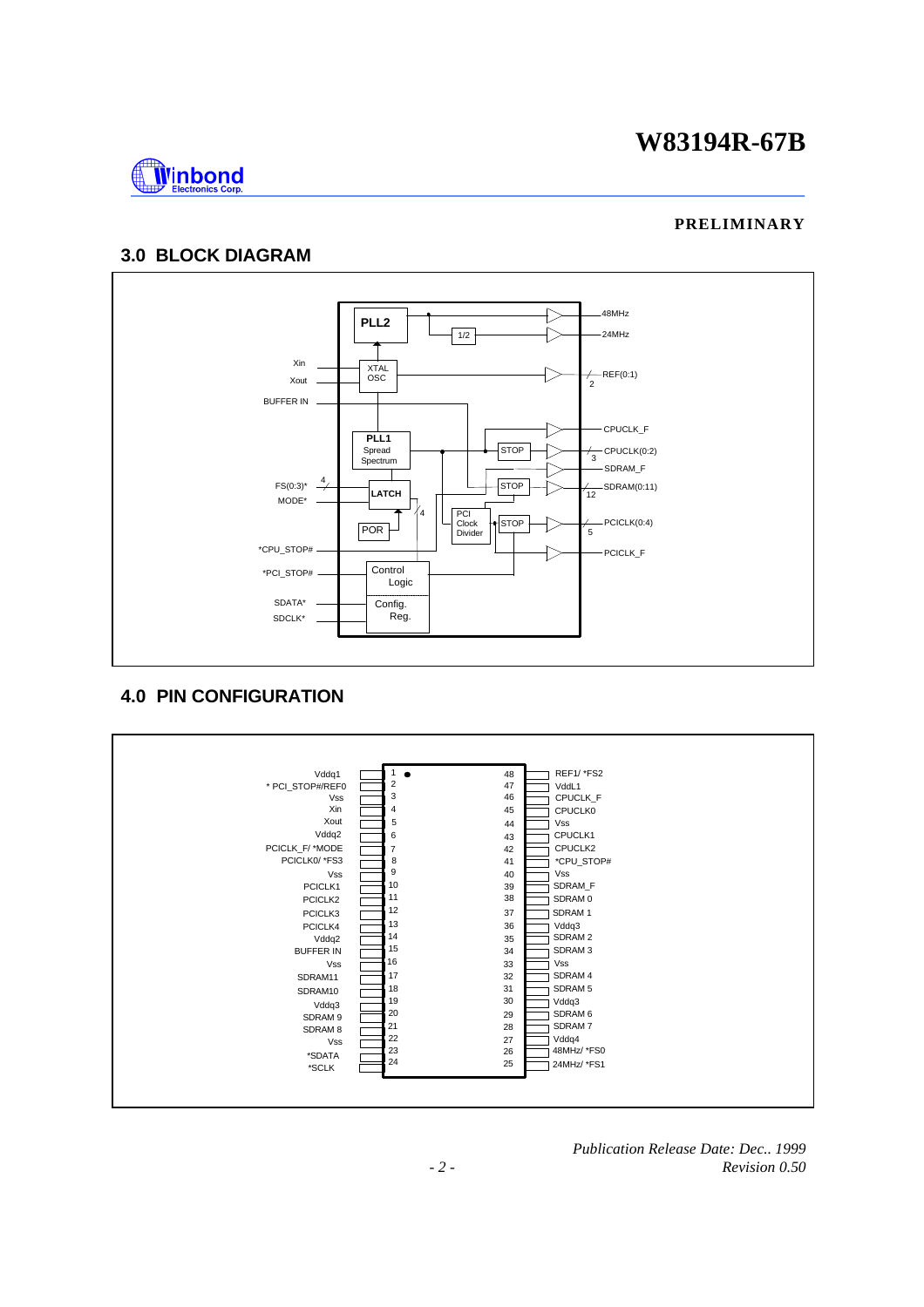## 3.0 BLOCK DIAGRAM

## 4.0 PIN CONFIGURATION

| Signal | Pin | Pin | Signal |
|---|---|---|---|
| Vddq1 | 1 | 48 | REF1/ *FS2 |
| * PCI_STOP#/REF0 | 2 | 47 | VddL1 |
| Vss | 3 | 46 | CPUCLK_F |
| Xin | 4 | 45 | CPUCLK0 |
| Xout | 5 | 44 | Vss |
| Vddq2 | 6 | 43 | CPUCLK1 |
| PCICLK_F/ *MODE | 7 | 42 | CPUCLK2 |
| PCICLK0/ *FS3 | 8 | 41 | *CPU_STOP# |
| Vss | 9 | 40 | Vss |
| PCICLK1 | 10 | 39 | SDRAM_F |
| PCICLK2 | 11 | 38 | SDRAM 0 |
| PCICLK3 | 12 | 37 | SDRAM 1 |
| PCICLK4 | 13 | 36 | Vddq3 |
| Vddq2 | 14 | 35 | SDRAM 2 |
| BUFFER IN | 15 | 34 | SDRAM 3 |
| Vss | 16 | 33 | Vss |
| SDRAM11 | 17 | 32 | SDRAM 4 |
| SDRAM10 | 18 | 31 | SDRAM 5 |
| Vddq3 | 19 | 30 | Vddq3 |
| SDRAM 9 | 20 | 29 | SDRAM 6 |
| SDRAM 8 | 21 | 28 | SDRAM 7 |
| Vss | 22 | 27 | Vddq4 |
| *SDATA | 23 | 26 | 48MHz/ *FS0 |
| *SCLK | 24 | 25 | 24MHz/ *FS1 |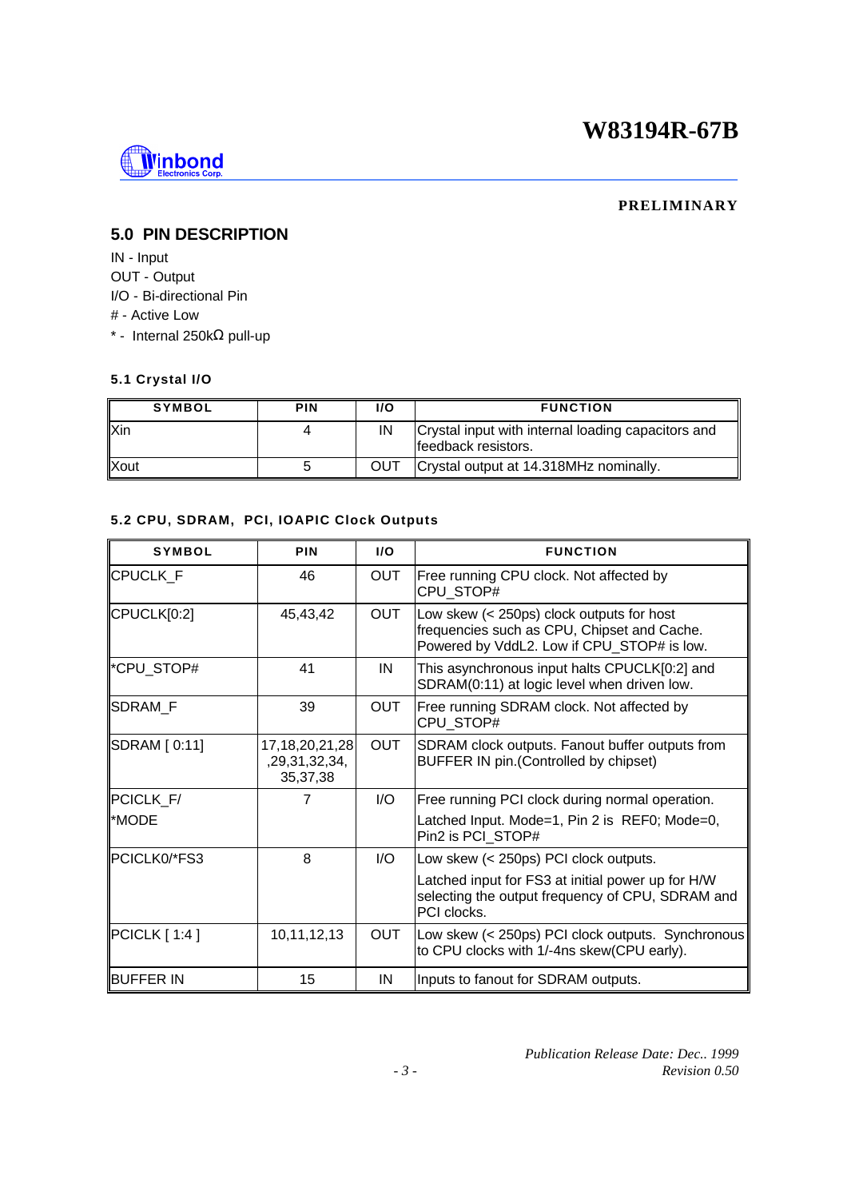## 5.0 PIN DESCRIPTION

IN - Input
OUT - Output
I/O - Bi-directional Pin
# - Active Low
* - Internal 250kΩ pull-up

### 5.1 Crystal I/O

| SYMBOL | PIN | I/O | FUNCTION |
|---|---|---|---|
| Xin | 4 | IN | Crystal input with internal loading capacitors and feedback resistors. |
| Xout | 5 | OUT | Crystal output at 14.318MHz nominally. |

### 5.2 CPU, SDRAM, PCI, IOAPIC Clock Outputs

| SYMBOL | PIN | I/O | FUNCTION |
|---|---|---|---|
| CPUCLK_F | 46 | OUT | Free running CPU clock. Not affected by CPU_STOP# |
| CPUCLK[0:2] | 45,43,42 | OUT | Low skew (< 250ps) clock outputs for host frequencies such as CPU, Chipset and Cache. Powered by VddL2. Low if CPU_STOP# is low. |
| *CPU_STOP# | 41 | IN | This asynchronous input halts CPUCLK[0:2] and SDRAM(0:11) at logic level when driven low. |
| SDRAM_F | 39 | OUT | Free running SDRAM clock. Not affected by CPU_STOP# |
| SDRAM [ 0:11] | 17,18,20,21,28 ,29,31,32,34, 35,37,38 | OUT | SDRAM clock outputs. Fanout buffer outputs from BUFFER IN pin.(Controlled by chipset) |
| PCICLK_F/ *MODE | 7 | I/O | Free running PCI clock during normal operation. Latched Input. Mode=1, Pin 2 is REF0; Mode=0, Pin2 is PCI_STOP# |
| PCICLK0/*FS3 | 8 | I/O | Low skew (< 250ps) PCI clock outputs. Latched input for FS3 at initial power up for H/W selecting the output frequency of CPU, SDRAM and PCI clocks. |
| PCICLK [ 1:4 ] | 10,11,12,13 | OUT | Low skew (< 250ps) PCI clock outputs. Synchronous to CPU clocks with 1/-4ns skew(CPU early). |
| BUFFER IN | 15 | IN | Inputs to fanout for SDRAM outputs. |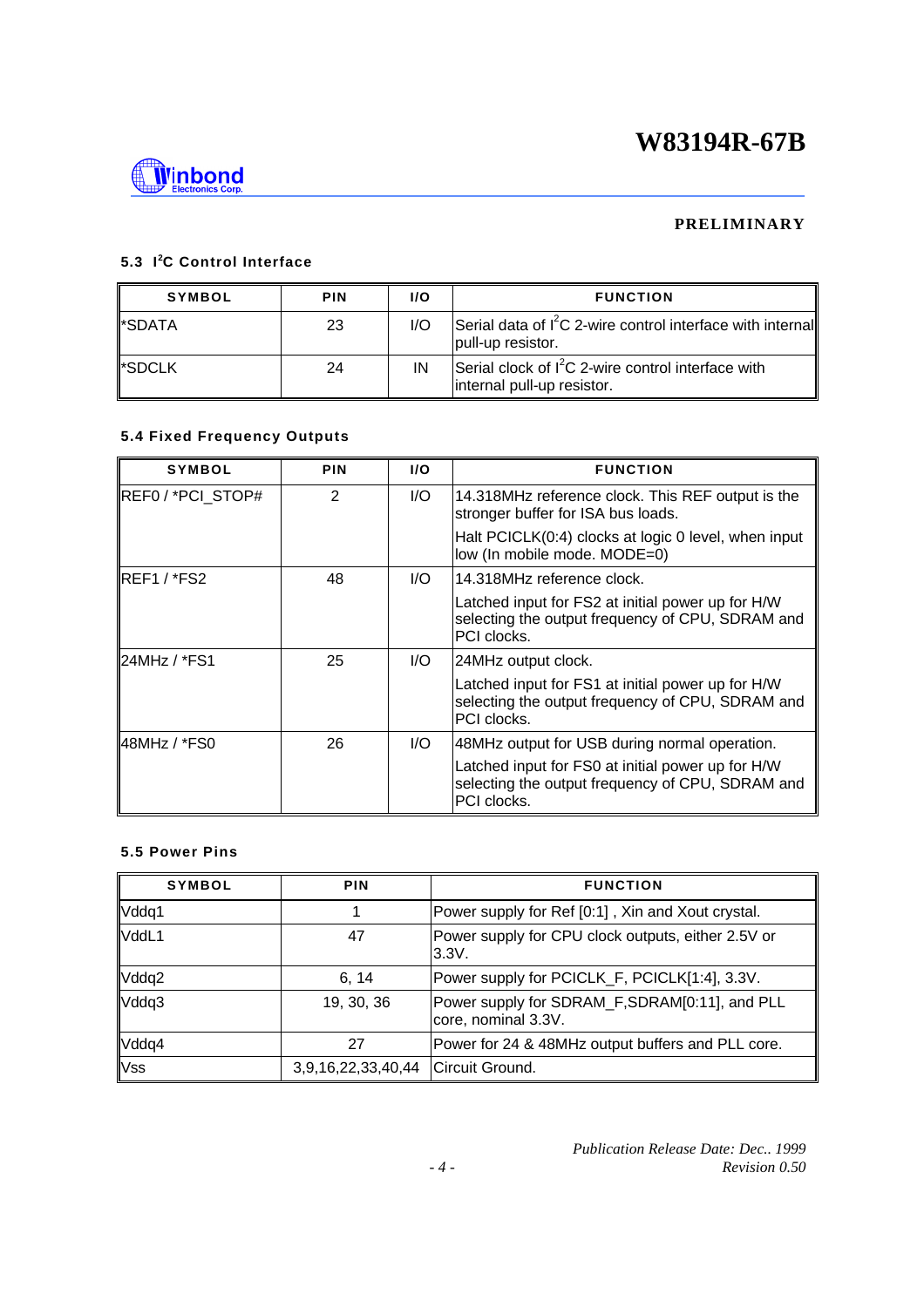### 5.3 $I^2C$ Control Interface

| SYMBOL | PIN | I/O | FUNCTION |
|---|---|---|---|
| *SDATA | 23 | I/O | Serial data of $I^2C$ 2-wire control interface with internal pull-up resistor. |
| *SDCLK | 24 | IN | Serial clock of $I^2C$ 2-wire control interface with internal pull-up resistor. |

### 5.4 Fixed Frequency Outputs

| SYMBOL | PIN | I/O | FUNCTION |
|---|---|---|---|
| REF0 / *PCI_STOP# | 2 | I/O | 14.318MHz reference clock. This REF output is the stronger buffer for ISA bus loads.<br>Halt PCICLK(0:4) clocks at logic 0 level, when input low (In mobile mode. MODE=0) |
| REF1 / *FS2 | 48 | I/O | 14.318MHz reference clock.<br>Latched input for FS2 at initial power up for H/W selecting the output frequency of CPU, SDRAM and PCI clocks. |
| 24MHz / *FS1 | 25 | I/O | 24MHz output clock.<br>Latched input for FS1 at initial power up for H/W selecting the output frequency of CPU, SDRAM and PCI clocks. |
| 48MHz / *FS0 | 26 | I/O | 48MHz output for USB during normal operation.<br>Latched input for FS0 at initial power up for H/W selecting the output frequency of CPU, SDRAM and PCI clocks. |

### 5.5 Power Pins

| SYMBOL | PIN | FUNCTION |
|---|---|---|
| Vddq1 | 1 | Power supply for Ref [0:1] , Xin and Xout crystal. |
| VddL1 | 47 | Power supply for CPU clock outputs, either 2.5V or 3.3V. |
| Vddq2 | 6, 14 | Power supply for PCICLK_F, PCICLK[1:4], 3.3V. |
| Vddq3 | 19, 30, 36 | Power supply for SDRAM_F,SDRAM[0:11], and PLL core, nominal 3.3V. |
| Vddq4 | 27 | Power for 24 & 48MHz output buffers and PLL core. |
| Vss | 3,9,16,22,33,40,44 | Circuit Ground. |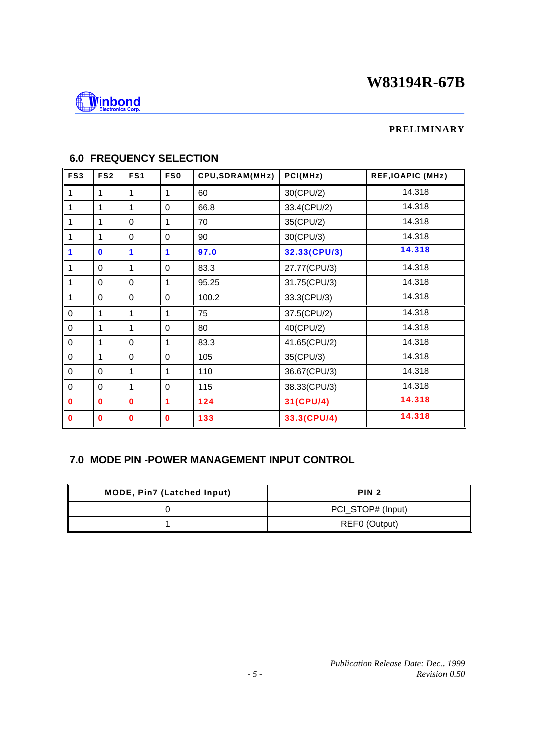## 6.0 FREQUENCY SELECTION

| FS3 | FS2 | FS1 | FS0 | CPU,SDRAM(MHz) | PCI(MHz) | REF,IOAPIC (MHz) |
|---|---|---|---|---|---|---|
| 1 | 1 | 1 | 1 | 60 | 30(CPU/2) | 14.318 |
| 1 | 1 | 1 | 0 | 66.8 | 33.4(CPU/2) | 14.318 |
| 1 | 1 | 0 | 1 | 70 | 35(CPU/2) | 14.318 |
| 1 | 1 | 0 | 0 | 90 | 30(CPU/3) | 14.318 |
| **1** | **0** | **1** | **1** | **97.0** | **32.33(CPU/3)** | **14.318** |
| 1 | 0 | 1 | 0 | 83.3 | 27.77(CPU/3) | 14.318 |
| 1 | 0 | 0 | 1 | 95.25 | 31.75(CPU/3) | 14.318 |
| 1 | 0 | 0 | 0 | 100.2 | 33.3(CPU/3) | 14.318 |
| 0 | 1 | 1 | 1 | 75 | 37.5(CPU/2) | 14.318 |
| 0 | 1 | 1 | 0 | 80 | 40(CPU/2) | 14.318 |
| 0 | 1 | 0 | 1 | 83.3 | 41.65(CPU/2) | 14.318 |
| 0 | 1 | 0 | 0 | 105 | 35(CPU/3) | 14.318 |
| 0 | 0 | 1 | 1 | 110 | 36.67(CPU/3) | 14.318 |
| 0 | 0 | 1 | 0 | 115 | 38.33(CPU/3) | 14.318 |
| **0** | **0** | **0** | **1** | **124** | **31(CPU/4)** | **14.318** |
| **0** | **0** | **0** | **0** | **133** | **33.3(CPU/4)** | **14.318** |

## 7.0 MODE PIN -POWER MANAGEMENT INPUT CONTROL

| MODE, Pin7 (Latched Input) | PIN 2 |
|---|---|
| 0 | PCI_STOP# (Input) |
| 1 | REF0 (Output) |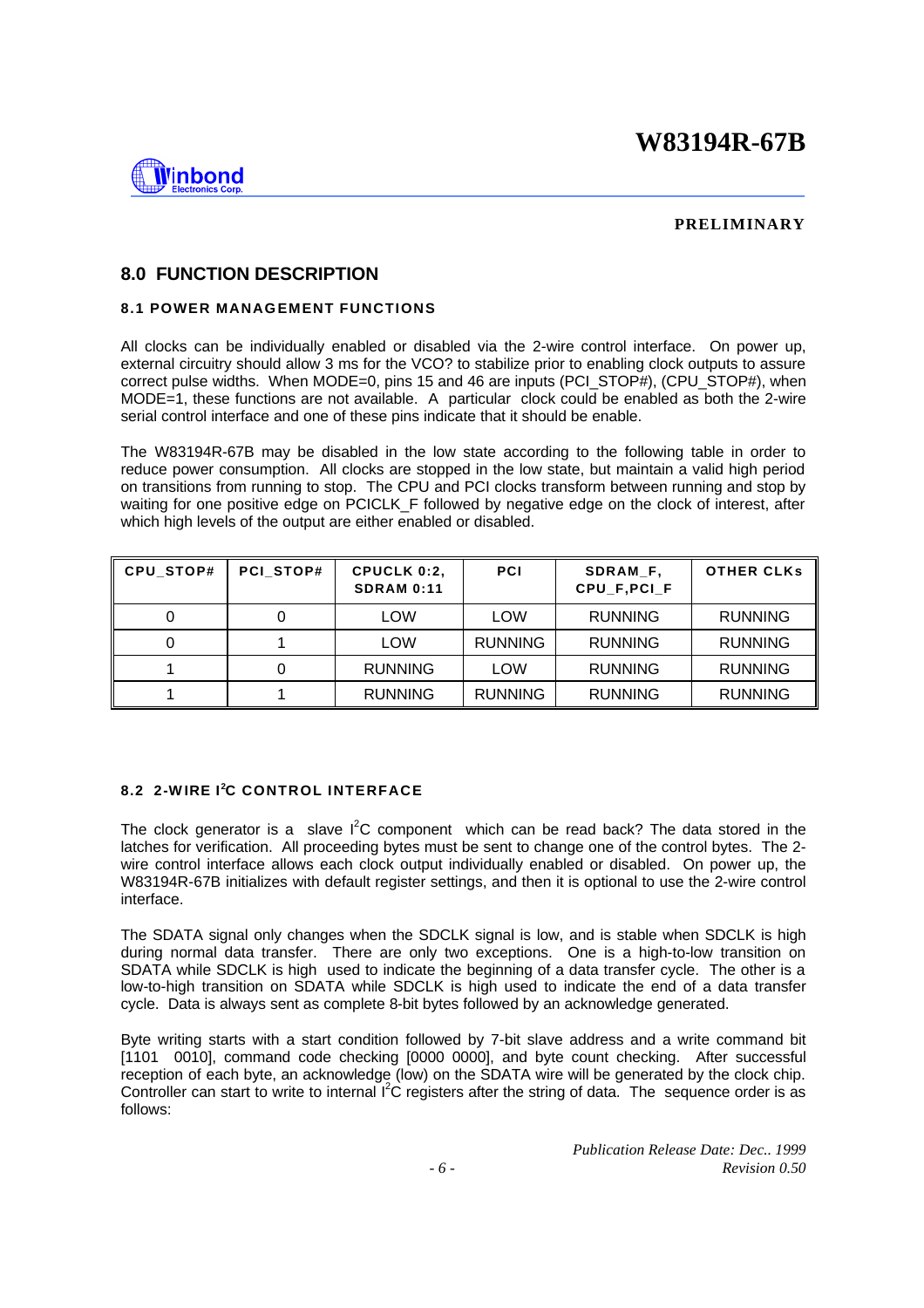## 8.0 FUNCTION DESCRIPTION

### 8.1 POWER MANAGEMENT FUNCTIONS

All clocks can be individually enabled or disabled via the 2-wire control interface. On power up, external circuitry should allow 3 ms for the VCO? to stabilize prior to enabling clock outputs to assure correct pulse widths. When MODE=0, pins 15 and 46 are inputs (PCI_STOP#), (CPU_STOP#), when MODE=1, these functions are not available. A particular clock could be enabled as both the 2-wire serial control interface and one of these pins indicate that it should be enable.

The W83194R-67B may be disabled in the low state according to the following table in order to reduce power consumption. All clocks are stopped in the low state, but maintain a valid high period on transitions from running to stop. The CPU and PCI clocks transform between running and stop by waiting for one positive edge on PCICLK_F followed by negative edge on the clock of interest, after which high levels of the output are either enabled or disabled.

| CPU_STOP# | PCI_STOP# | CPUCLK 0:2, SDRAM 0:11 | PCI | SDRAM_F, CPU_F,PCI_F | OTHER CLKs |
|---|---|---|---|---|---|
| 0 | 0 | LOW | LOW | RUNNING | RUNNING |
| 0 | 1 | LOW | RUNNING | RUNNING | RUNNING |
| 1 | 0 | RUNNING | LOW | RUNNING | RUNNING |
| 1 | 1 | RUNNING | RUNNING | RUNNING | RUNNING |

### 8.2 2-WIRE I²C CONTROL INTERFACE

The clock generator is a slave I²C component which can be read back? The data stored in the latches for verification. All proceeding bytes must be sent to change one of the control bytes. The 2-wire control interface allows each clock output individually enabled or disabled. On power up, the W83194R-67B initializes with default register settings, and then it is optional to use the 2-wire control interface.

The SDATA signal only changes when the SDCLK signal is low, and is stable when SDCLK is high during normal data transfer. There are only two exceptions. One is a high-to-low transition on SDATA while SDCLK is high used to indicate the beginning of a data transfer cycle. The other is a low-to-high transition on SDATA while SDCLK is high used to indicate the end of a data transfer cycle. Data is always sent as complete 8-bit bytes followed by an acknowledge generated.

Byte writing starts with a start condition followed by 7-bit slave address and a write command bit [1101 0010], command code checking [0000 0000], and byte count checking. After successful reception of each byte, an acknowledge (low) on the SDATA wire will be generated by the clock chip. Controller can start to write to internal I²C registers after the string of data. The sequence order is as follows: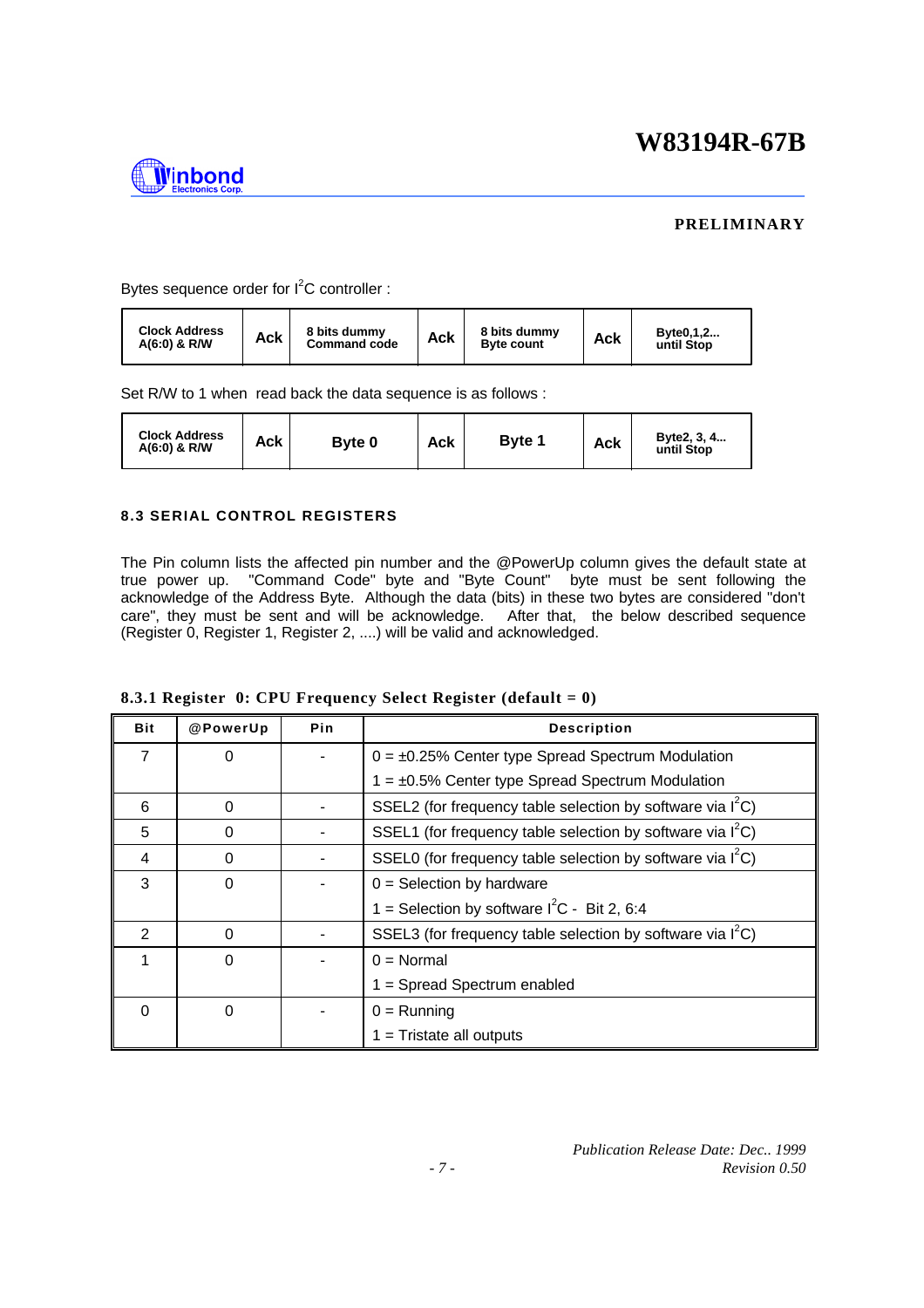Bytes sequence order for $I^2C$ controller :

| Clock Address A(6:0) & R/W | Ack | 8 bits dummy Command code | Ack | 8 bits dummy Byte count | Ack | Byte0,1,2... until Stop |
|---|---|---|---|---|---|---|

Set R/W to 1 when read back the data sequence is as follows :

| Clock Address A(6:0) & R/W | Ack | Byte 0 | Ack | Byte 1 | Ack | Byte2, 3, 4... until Stop |
|---|---|---|---|---|---|---|

### 8.3 SERIAL CONTROL REGISTERS

The Pin column lists the affected pin number and the @PowerUp column gives the default state at true power up. "Command Code" byte and "Byte Count" byte must be sent following the acknowledge of the Address Byte. Although the data (bits) in these two bytes are considered "don't care", they must be sent and will be acknowledge. After that, the below described sequence (Register 0, Register 1, Register 2, ....) will be valid and acknowledged.

#### 8.3.1 Register 0: CPU Frequency Select Register (default = 0)

| Bit | @PowerUp | Pin | Description |
|---|---|---|---|
| 7 | 0 | - | 0 = ±0.25% Center type Spread Spectrum Modulation<br>1 = ±0.5% Center type Spread Spectrum Modulation |
| 6 | 0 | - | SSEL2 (for frequency table selection by software via $I^2C$) |
| 5 | 0 | - | SSEL1 (for frequency table selection by software via $I^2C$) |
| 4 | 0 | - | SSEL0 (for frequency table selection by software via $I^2C$) |
| 3 | 0 | - | 0 = Selection by hardware<br>1 = Selection by software $I^2C$ - Bit 2, 6:4 |
| 2 | 0 | - | SSEL3 (for frequency table selection by software via $I^2C$) |
| 1 | 0 | - | 0 = Normal<br>1 = Spread Spectrum enabled |
| 0 | 0 | - | 0 = Running<br>1 = Tristate all outputs |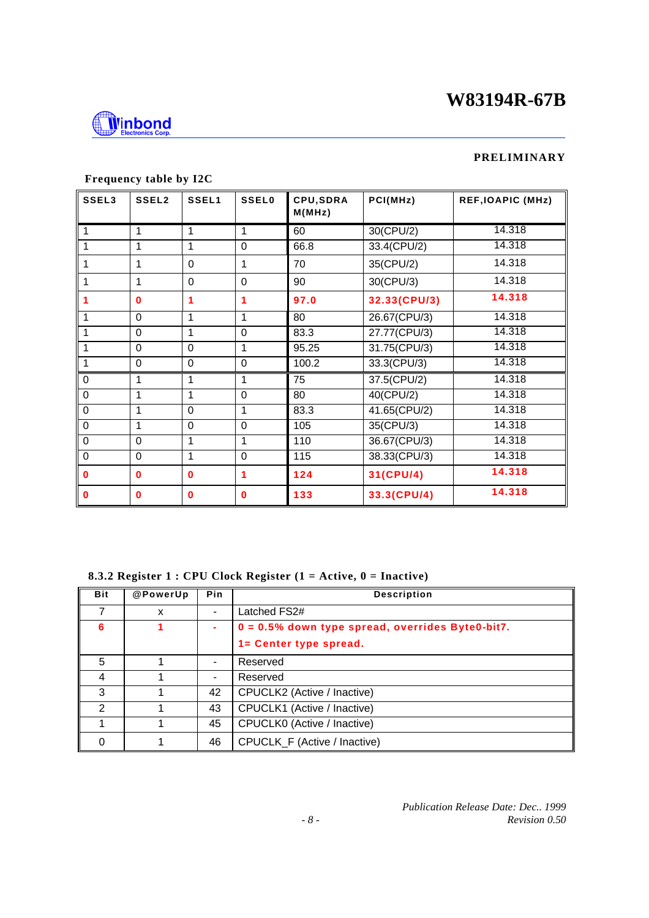**PRELIMINARY**

**Frequency table by I2C**

| SSEL3 | SSEL2 | SSEL1 | SSEL0 | CPU,SDRAM(MHz) | PCI(MHz) | REF,IOAPIC (MHz) |
|---|---|---|---|---|---|---|
| 1 | 1 | 1 | 1 | 60 | 30(CPU/2) | 14.318 |
| 1 | 1 | 1 | 0 | 66.8 | 33.4(CPU/2) | 14.318 |
| 1 | 1 | 0 | 1 | 70 | 35(CPU/2) | 14.318 |
| 1 | 1 | 0 | 0 | 90 | 30(CPU/3) | 14.318 |
| **1** | **0** | **1** | **1** | **97.0** | **32.33(CPU/3)** | **14.318** |
| 1 | 0 | 1 | 1 | 80 | 26.67(CPU/3) | 14.318 |
| 1 | 0 | 1 | 0 | 83.3 | 27.77(CPU/3) | 14.318 |
| 1 | 0 | 0 | 1 | 95.25 | 31.75(CPU/3) | 14.318 |
| 1 | 0 | 0 | 0 | 100.2 | 33.3(CPU/3) | 14.318 |
| 0 | 1 | 1 | 1 | 75 | 37.5(CPU/2) | 14.318 |
| 0 | 1 | 1 | 0 | 80 | 40(CPU/2) | 14.318 |
| 0 | 1 | 0 | 1 | 83.3 | 41.65(CPU/2) | 14.318 |
| 0 | 1 | 0 | 0 | 105 | 35(CPU/3) | 14.318 |
| 0 | 0 | 1 | 1 | 110 | 36.67(CPU/3) | 14.318 |
| 0 | 0 | 1 | 0 | 115 | 38.33(CPU/3) | 14.318 |
| **0** | **0** | **0** | **1** | **124** | **31(CPU/4)** | **14.318** |
| **0** | **0** | **0** | **0** | **133** | **33.3(CPU/4)** | **14.318** |

### 8.3.2 Register 1 : CPU Clock Register (1 = Active, 0 = Inactive)

| Bit | @PowerUp | Pin | Description |
|---|---|---|---|
| 7 | x | - | Latched FS2# |
| **6** | **1** | **-** | **0 = 0.5% down type spread, overrides Byte0-bit7.<br>1= Center type spread.** |
| 5 | 1 | - | Reserved |
| 4 | 1 | - | Reserved |
| 3 | 1 | 42 | CPUCLK2 (Active / Inactive) |
| 2 | 1 | 43 | CPUCLK1 (Active / Inactive) |
| 1 | 1 | 45 | CPUCLK0 (Active / Inactive) |
| 0 | 1 | 46 | CPUCLK_F (Active / Inactive) |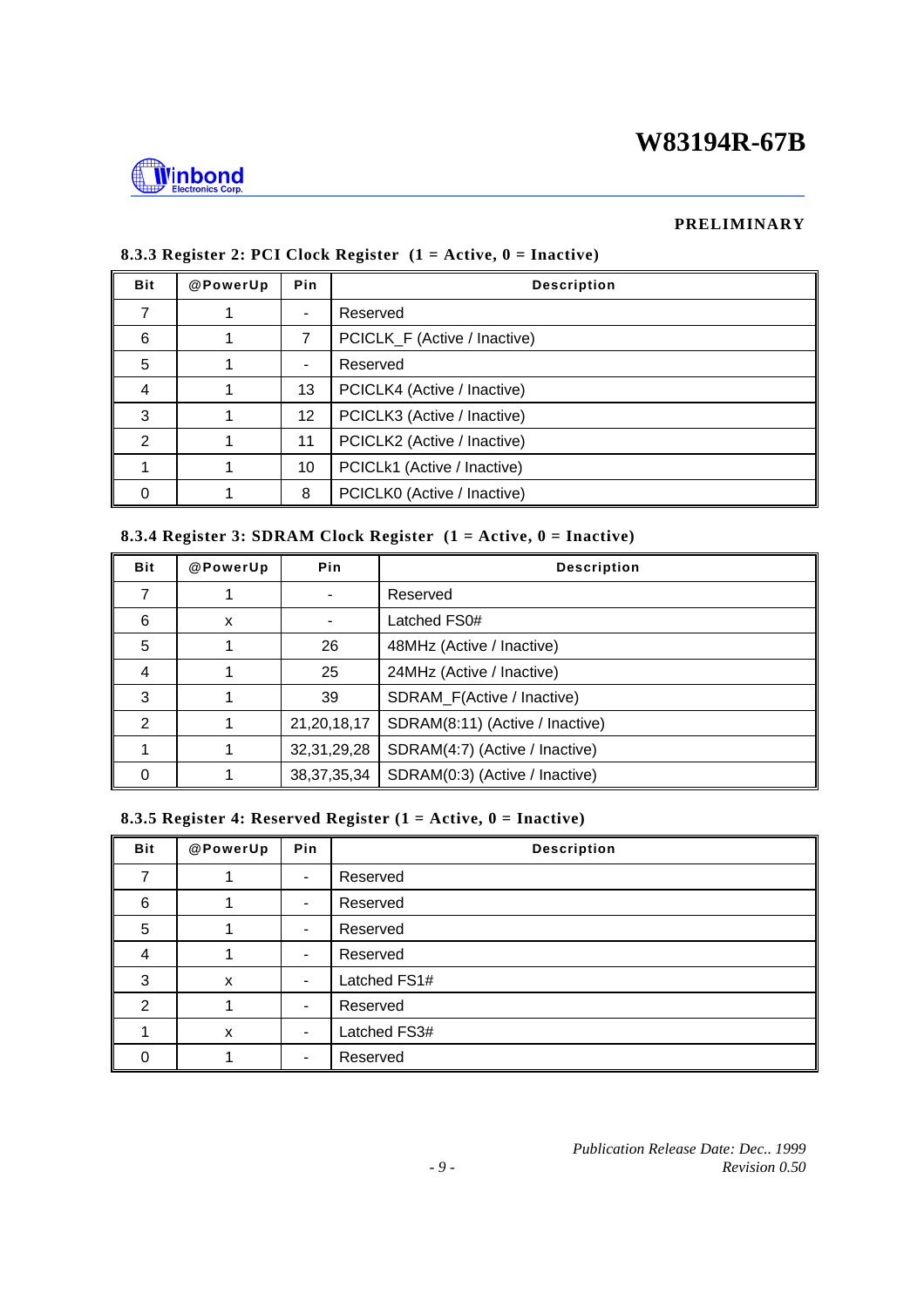PRELIMINARY

### 8.3.3 Register 2: PCI Clock Register (1 = Active, 0 = Inactive)

| Bit | @PowerUp | Pin | Description |
|---|---|---|---|
| 7 | 1 | - | Reserved |
| 6 | 1 | 7 | PCICLK_F (Active / Inactive) |
| 5 | 1 | - | Reserved |
| 4 | 1 | 13 | PCICLK4 (Active / Inactive) |
| 3 | 1 | 12 | PCICLK3 (Active / Inactive) |
| 2 | 1 | 11 | PCICLK2 (Active / Inactive) |
| 1 | 1 | 10 | PCICLk1 (Active / Inactive) |
| 0 | 1 | 8 | PCICLK0 (Active / Inactive) |

### 8.3.4 Register 3: SDRAM Clock Register (1 = Active, 0 = Inactive)

| Bit | @PowerUp | Pin | Description |
|---|---|---|---|
| 7 | 1 | - | Reserved |
| 6 | x | - | Latched FS0# |
| 5 | 1 | 26 | 48MHz (Active / Inactive) |
| 4 | 1 | 25 | 24MHz (Active / Inactive) |
| 3 | 1 | 39 | SDRAM_F(Active / Inactive) |
| 2 | 1 | 21,20,18,17 | SDRAM(8:11) (Active / Inactive) |
| 1 | 1 | 32,31,29,28 | SDRAM(4:7) (Active / Inactive) |
| 0 | 1 | 38,37,35,34 | SDRAM(0:3) (Active / Inactive) |

### 8.3.5 Register 4: Reserved Register (1 = Active, 0 = Inactive)

| Bit | @PowerUp | Pin | Description |
|---|---|---|---|
| 7 | 1 | - | Reserved |
| 6 | 1 | - | Reserved |
| 5 | 1 | - | Reserved |
| 4 | 1 | - | Reserved |
| 3 | x | - | Latched FS1# |
| 2 | 1 | - | Reserved |
| 1 | x | - | Latched FS3# |
| 0 | 1 | - | Reserved |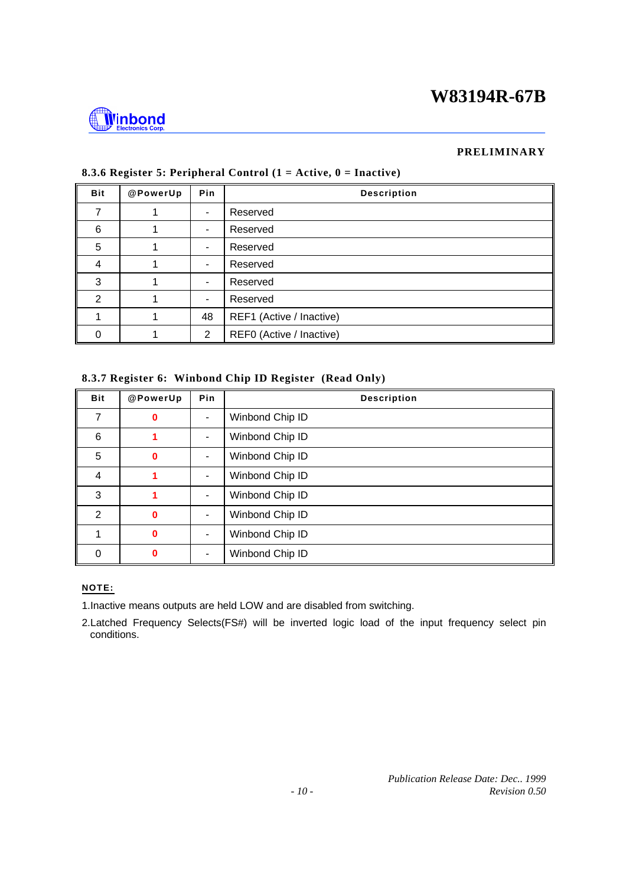**PRELIMINARY**

### 8.3.6 Register 5: Peripheral Control (1 = Active, 0 = Inactive)

| Bit | @PowerUp | Pin | Description |
|---|---|---|---|
| 7 | 1 | - | Reserved |
| 6 | 1 | - | Reserved |
| 5 | 1 | - | Reserved |
| 4 | 1 | - | Reserved |
| 3 | 1 | - | Reserved |
| 2 | 1 | - | Reserved |
| 1 | 1 | 48 | REF1 (Active / Inactive) |
| 0 | 1 | 2 | REF0 (Active / Inactive) |

### 8.3.7 Register 6: Winbond Chip ID Register (Read Only)

| Bit | @PowerUp | Pin | Description |
|---|---|---|---|
| 7 | 0 | - | Winbond Chip ID |
| 6 | 1 | - | Winbond Chip ID |
| 5 | 0 | - | Winbond Chip ID |
| 4 | 1 | - | Winbond Chip ID |
| 3 | 1 | - | Winbond Chip ID |
| 2 | 0 | - | Winbond Chip ID |
| 1 | 0 | - | Winbond Chip ID |
| 0 | 0 | - | Winbond Chip ID |

**NOTE:**

1.Inactive means outputs are held LOW and are disabled from switching.

2.Latched Frequency Selects(FS#) will be inverted logic load of the input frequency select pin conditions.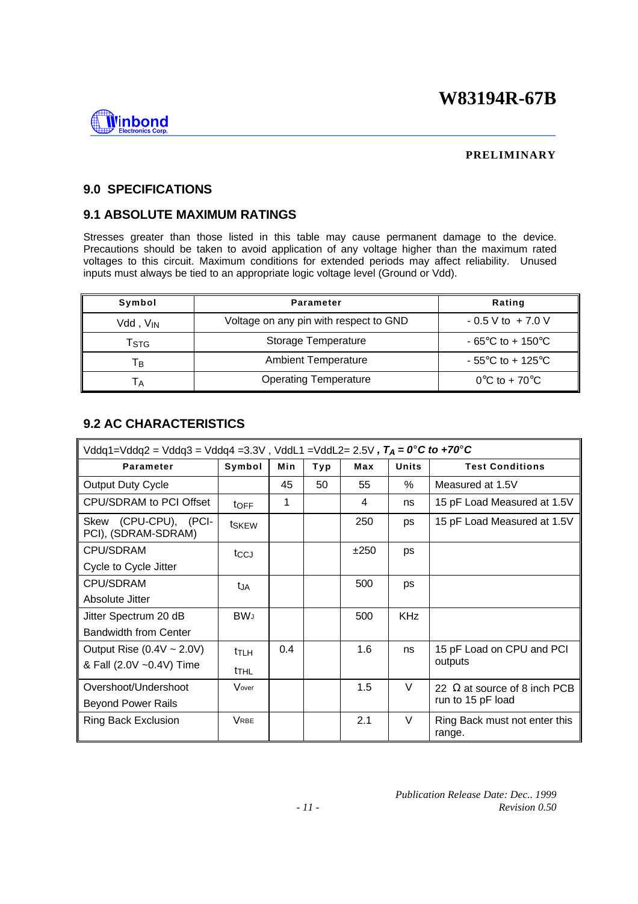## 9.0 SPECIFICATIONS

### 9.1 ABSOLUTE MAXIMUM RATINGS

Stresses greater than those listed in this table may cause permanent damage to the device. Precautions should be taken to avoid application of any voltage higher than the maximum rated voltages to this circuit. Maximum conditions for extended periods may affect reliability. Unused inputs must always be tied to an appropriate logic voltage level (Ground or Vdd).

| Symbol | Parameter | Rating |
|---|---|---|
| Vdd , $V_{IN}$ | Voltage on any pin with respect to GND | - 0.5 V to + 7.0 V |
| $T_{STG}$ | Storage Temperature | - 65°C to + 150°C |
| $T_B$ | Ambient Temperature | - 55°C to + 125°C |
| $T_A$ | Operating Temperature | 0°C to + 70°C |

### 9.2 AC CHARACTERISTICS

Vddq1=Vddq2 = Vddq3 = Vddq4 =3.3V , VddL1 =VddL2= 2.5V , ***$T_A$ = 0°C to +70°C***

| Parameter | Symbol | Min | Typ | Max | Units | Test Conditions |
|---|---|---|---|---|---|---|
| Output Duty Cycle | | 45 | 50 | 55 | % | Measured at 1.5V |
| CPU/SDRAM to PCI Offset | $t_{OFF}$ | 1 | | 4 | ns | 15 pF Load Measured at 1.5V |
| Skew (CPU-CPU), (PCI-PCI), (SDRAM-SDRAM) | $t_{SKEW}$ | | | 250 | ps | 15 pF Load Measured at 1.5V |
| CPU/SDRAM Cycle to Cycle Jitter | $t_{CCJ}$ | | | ±250 | ps | |
| CPU/SDRAM Absolute Jitter | $t_{JA}$ | | | 500 | ps | |
| Jitter Spectrum 20 dB Bandwidth from Center | $BW_J$ | | | 500 | KHz | |
| Output Rise (0.4V ~ 2.0V) & Fall (2.0V ~0.4V) Time | $t_{TLH}$ $t_{THL}$ | 0.4 | | 1.6 | ns | 15 pF Load on CPU and PCI outputs |
| Overshoot/Undershoot Beyond Power Rails | $V_{over}$ | | | 1.5 | V | 22 Ω at source of 8 inch PCB run to 15 pF load |
| Ring Back Exclusion | $V_{RBE}$ | | | 2.1 | V | Ring Back must not enter this range. |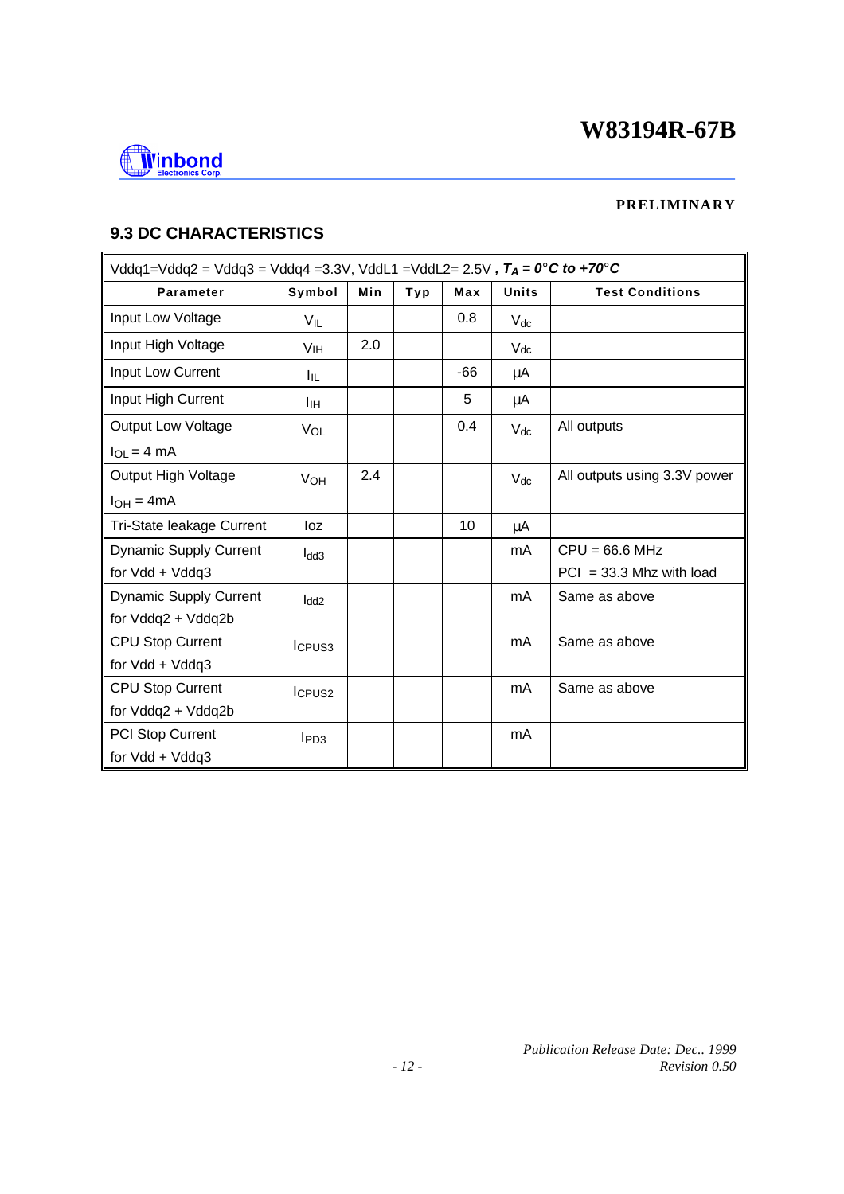## 9.3 DC CHARACTERISTICS

| Vddq1=Vddq2 = Vddq3 = Vddq4 =3.3V, VddL1 =VddL2= 2.5V , ***$T_A$ = 0°C to +70°C*** | | | | | | |
|---|---|---|---|---|---|---|
| **Parameter** | **Symbol** | **Min** | **Typ** | **Max** | **Units** | **Test Conditions** |
| Input Low Voltage | $V_{IL}$ | | | 0.8 | $V_{dc}$ | |
| Input High Voltage | $V_{IH}$ | 2.0 | | | $V_{dc}$ | |
| Input Low Current | $I_{IL}$ | | | -66 | µA | |
| Input High Current | $I_{IH}$ | | | 5 | µA | |
| Output Low Voltage $I_{OL}$ = 4 mA | $V_{OL}$ | | | 0.4 | $V_{dc}$ | All outputs |
| Output High Voltage $I_{OH}$ = 4mA | $V_{OH}$ | 2.4 | | | $V_{dc}$ | All outputs using 3.3V power |
| Tri-State leakage Current | Ioz | | | 10 | µA | |
| Dynamic Supply Current for Vdd + Vddq3 | $I_{dd3}$ | | | | mA | CPU = 66.6 MHz PCI = 33.3 Mhz with load |
| Dynamic Supply Current for Vddq2 + Vddq2b | $I_{dd2}$ | | | | mA | Same as above |
| CPU Stop Current for Vdd + Vddq3 | $I_{CPUS3}$ | | | | mA | Same as above |
| CPU Stop Current for Vddq2 + Vddq2b | $I_{CPUS2}$ | | | | mA | Same as above |
| PCI Stop Current for Vdd + Vddq3 | $I_{PD3}$ | | | | mA | |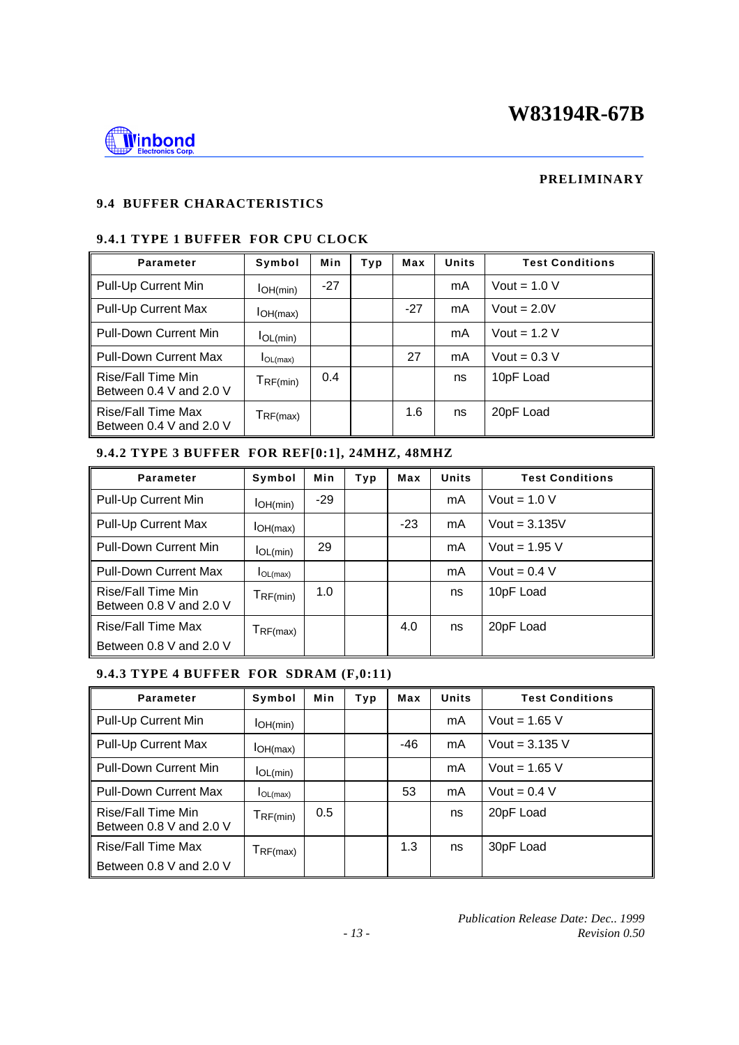**PRELIMINARY**

## 9.4 BUFFER CHARACTERISTICS

### 9.4.1 TYPE 1 BUFFER FOR CPU CLOCK

| Parameter | Symbol | Min | Typ | Max | Units | Test Conditions |
|---|---|---|---|---|---|---|
| Pull-Up Current Min | $I_{OH(min)}$ | -27 | | | mA | Vout = 1.0 V |
| Pull-Up Current Max | $I_{OH(max)}$ | | | -27 | mA | Vout = 2.0V |
| Pull-Down Current Min | $I_{OL(min)}$ | | | | mA | Vout = 1.2 V |
| Pull-Down Current Max | $I_{OL(max)}$ | | | 27 | mA | Vout = 0.3 V |
| Rise/Fall Time Min Between 0.4 V and 2.0 V | $T_{RF(min)}$ | 0.4 | | | ns | 10pF Load |
| Rise/Fall Time Max Between 0.4 V and 2.0 V | $T_{RF(max)}$ | | | 1.6 | ns | 20pF Load |

### 9.4.2 TYPE 3 BUFFER FOR REF[0:1], 24MHZ, 48MHZ

| Parameter | Symbol | Min | Typ | Max | Units | Test Conditions |
|---|---|---|---|---|---|---|
| Pull-Up Current Min | $I_{OH(min)}$ | -29 | | | mA | Vout = 1.0 V |
| Pull-Up Current Max | $I_{OH(max)}$ | | | -23 | mA | Vout = 3.135V |
| Pull-Down Current Min | $I_{OL(min)}$ | 29 | | | mA | Vout = 1.95 V |
| Pull-Down Current Max | $I_{OL(max)}$ | | | | mA | Vout = 0.4 V |
| Rise/Fall Time Min Between 0.8 V and 2.0 V | $T_{RF(min)}$ | 1.0 | | | ns | 10pF Load |
| Rise/Fall Time Max Between 0.8 V and 2.0 V | $T_{RF(max)}$ | | | 4.0 | ns | 20pF Load |

### 9.4.3 TYPE 4 BUFFER FOR SDRAM (F,0:11)

| Parameter | Symbol | Min | Typ | Max | Units | Test Conditions |
|---|---|---|---|---|---|---|
| Pull-Up Current Min | $I_{OH(min)}$ | | | | mA | Vout = 1.65 V |
| Pull-Up Current Max | $I_{OH(max)}$ | | | -46 | mA | Vout = 3.135 V |
| Pull-Down Current Min | $I_{OL(min)}$ | | | | mA | Vout = 1.65 V |
| Pull-Down Current Max | $I_{OL(max)}$ | | | 53 | mA | Vout = 0.4 V |
| Rise/Fall Time Min Between 0.8 V and 2.0 V | $T_{RF(min)}$ | 0.5 | | | ns | 20pF Load |
| Rise/Fall Time Max Between 0.8 V and 2.0 V | $T_{RF(max)}$ | | | 1.3 | ns | 30pF Load |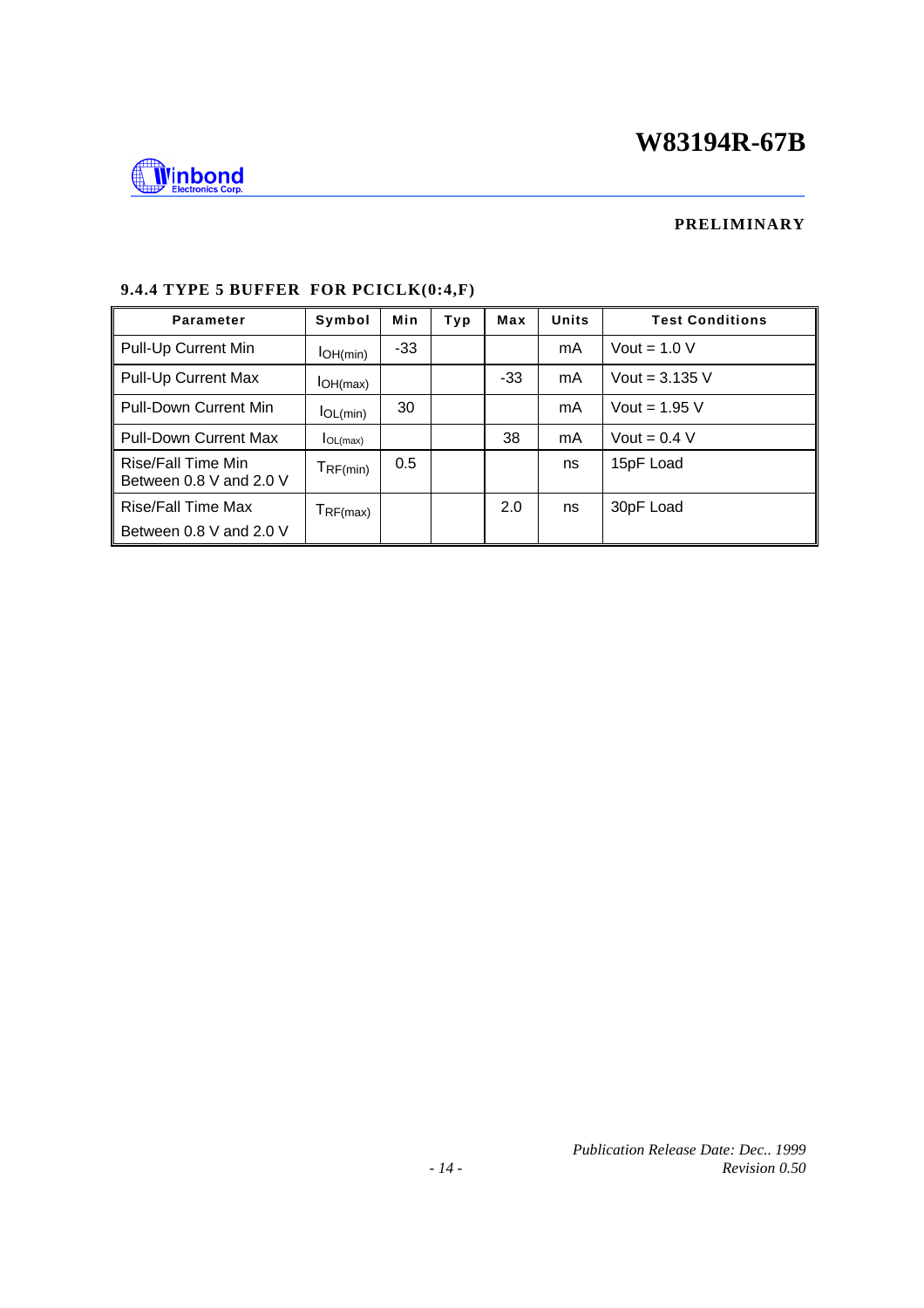### 9.4.4 TYPE 5 BUFFER FOR PCICLK(0:4,F)

| Parameter | Symbol | Min | Typ | Max | Units | Test Conditions |
|---|---|---|---|---|---|---|
| Pull-Up Current Min | $I_{OH(min)}$ | -33 | | | mA | Vout = 1.0 V |
| Pull-Up Current Max | $I_{OH(max)}$ | | | -33 | mA | Vout = 3.135 V |
| Pull-Down Current Min | $I_{OL(min)}$ | 30 | | | mA | Vout = 1.95 V |
| Pull-Down Current Max | $I_{OL(max)}$ | | | 38 | mA | Vout = 0.4 V |
| Rise/Fall Time Min Between 0.8 V and 2.0 V | $T_{RF(min)}$ | 0.5 | | | ns | 15pF Load |
| Rise/Fall Time Max Between 0.8 V and 2.0 V | $T_{RF(max)}$ | | | 2.0 | ns | 30pF Load |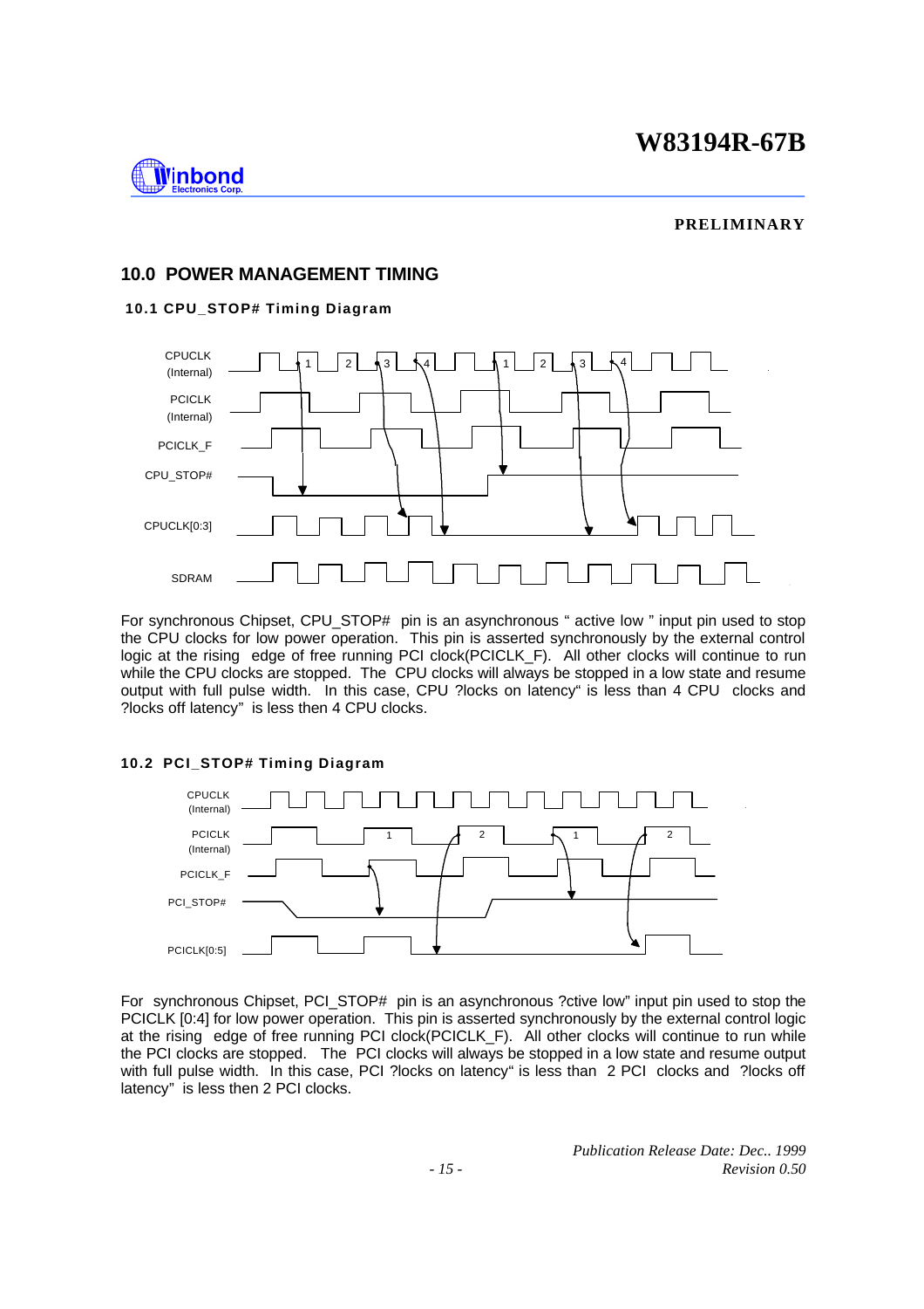## 10.0 POWER MANAGEMENT TIMING

### 10.1 CPU_STOP# Timing Diagram

For synchronous Chipset, CPU_STOP# pin is an asynchronous " active low " input pin used to stop the CPU clocks for low power operation. This pin is asserted synchronously by the external control logic at the rising edge of free running PCI clock(PCICLK_F). All other clocks will continue to run while the CPU clocks are stopped. The CPU clocks will always be stopped in a low state and resume output with full pulse width. In this case, CPU ?locks on latency" is less than 4 CPU clocks and ?locks off latency" is less then 4 CPU clocks.

### 10.2 PCI_STOP# Timing Diagram

For synchronous Chipset, PCI_STOP# pin is an asynchronous ?ctive low" input pin used to stop the PCICLK [0:4] for low power operation. This pin is asserted synchronously by the external control logic at the rising edge of free running PCI clock(PCICLK_F). All other clocks will continue to run while the PCI clocks are stopped. The PCI clocks will always be stopped in a low state and resume output with full pulse width. In this case, PCI ?locks on latency" is less than 2 PCI clocks and ?locks off latency" is less then 2 PCI clocks.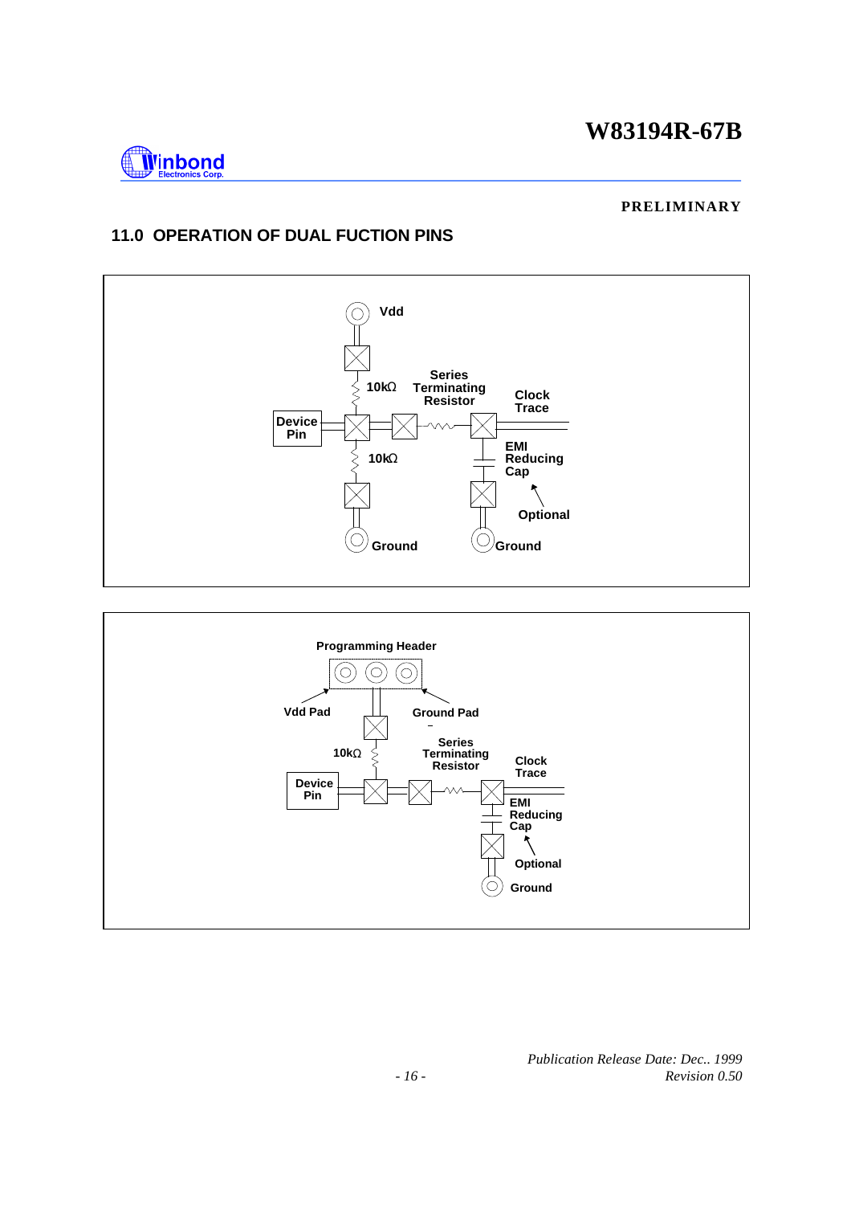## 11.0 OPERATION OF DUAL FUCTION PINS

Vdd

10kΩ

Series Terminating Resistor

Clock Trace

Device Pin

10kΩ

EMI Reducing Cap

Optional

Ground

Ground

Programming Header

Vdd Pad

Ground Pad

10kΩ

Series Terminating Resistor

Clock Trace

Device Pin

EMI Reducing Cap

Optional

Ground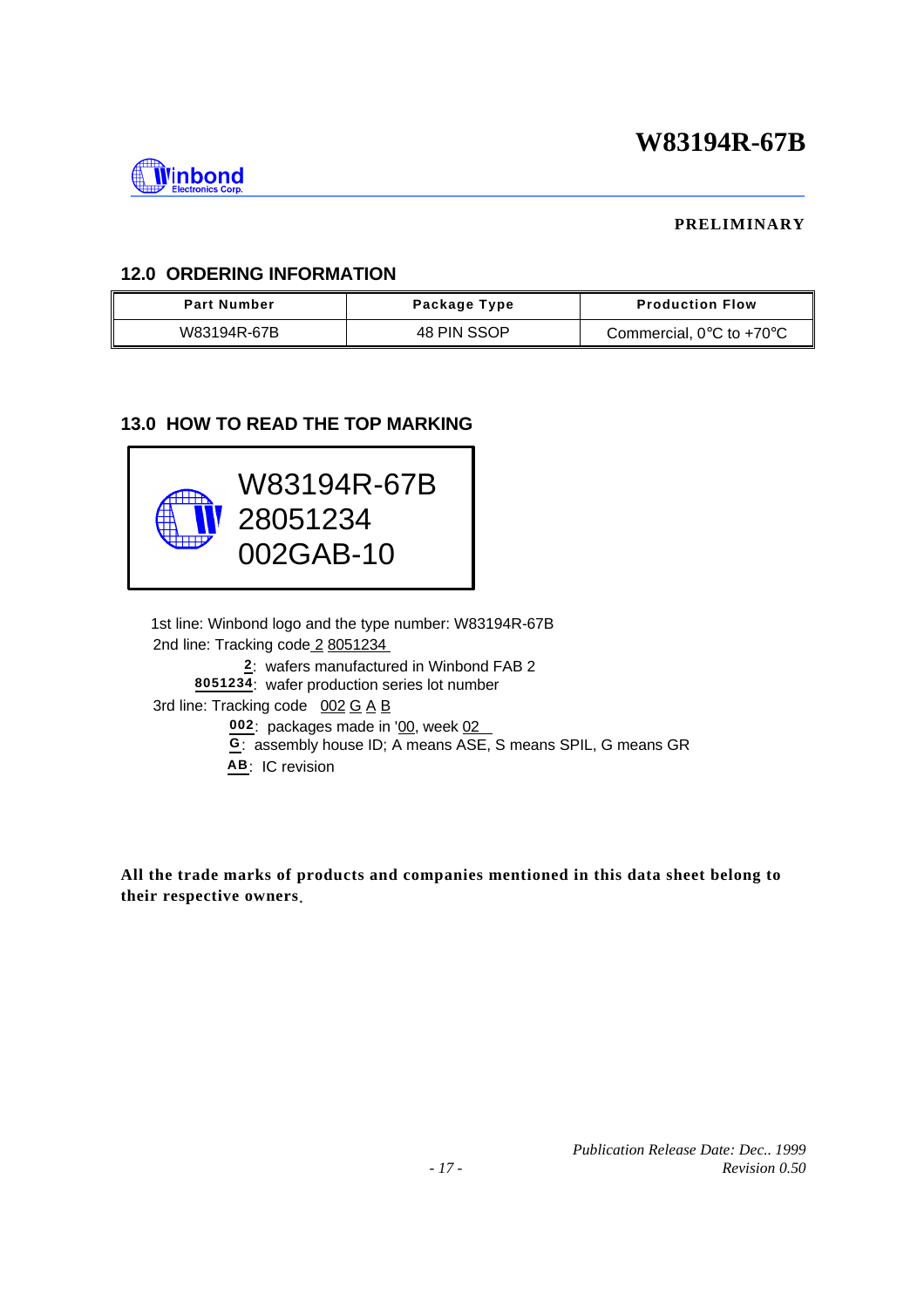**PRELIMINARY**

## 12.0 ORDERING INFORMATION

| Part Number | Package Type | Production Flow |
|---|---|---|
| W83194R-67B | 48 PIN SSOP | Commercial, 0°C to +70°C |

## 13.0 HOW TO READ THE TOP MARKING

```
W83194R-67B
28051234
002GAB-10
```

1st line: Winbond logo and the type number: W83194R-67B

2nd line: Tracking code 2 8051234

- **2**: wafers manufactured in Winbond FAB 2
- **8051234**: wafer production series lot number

3rd line: Tracking code 002 G A B

- **002**: packages made in '00, week 02
- **G**: assembly house ID; A means ASE, S means SPIL, G means GR
- **AB**: IC revision

**All the trade marks of products and companies mentioned in this data sheet belong to their respective owners.**

*Publication Release Date: Dec.. 1999*
*Revision 0.50*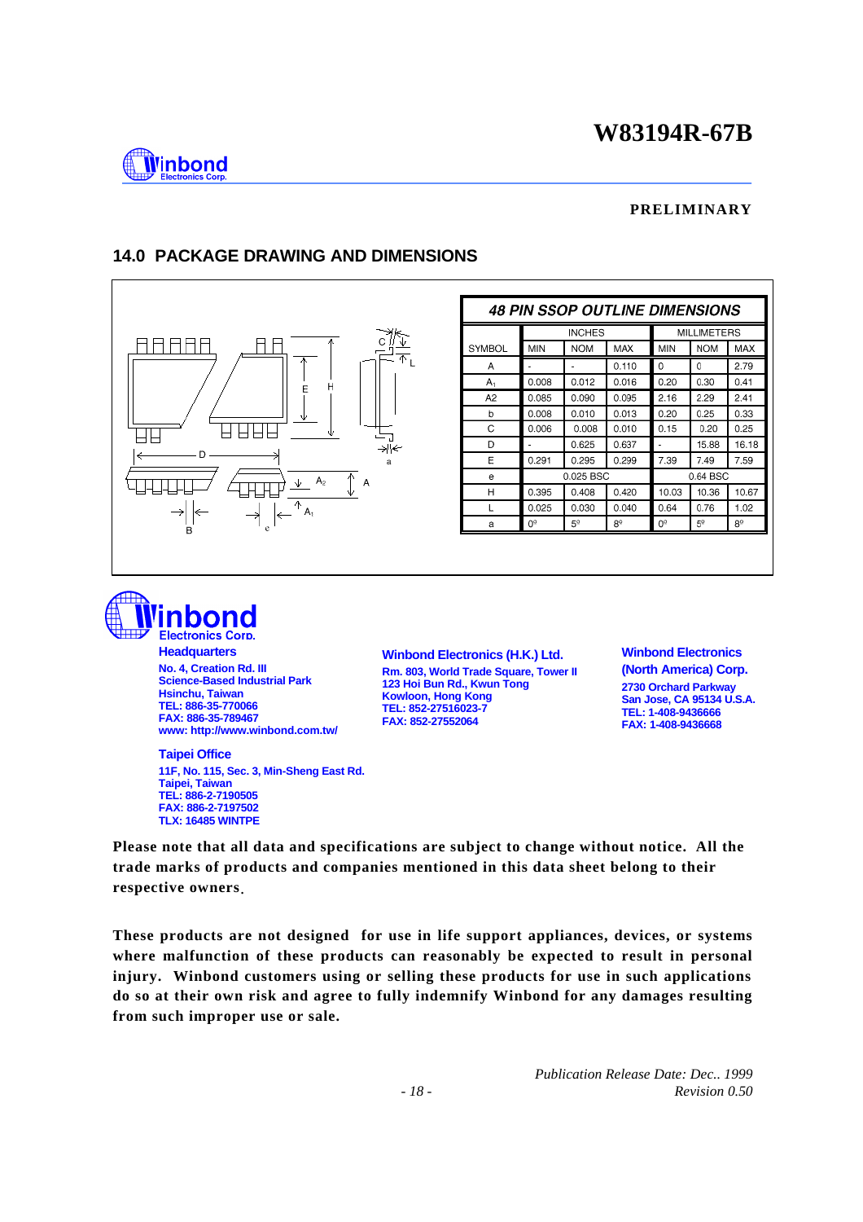**PRELIMINARY**

## 14.0 PACKAGE DRAWING AND DIMENSIONS

D
E
H
C
L
a
A₂
A
A₁
B
e

**48 PIN SSOP OUTLINE DIMENSIONS**

| SYMBOL | INCHES | | | MILLIMETERS | | |
|---|---|---|---|---|---|---|
| | MIN | NOM | MAX | MIN | NOM | MAX |
| A | - | - | 0.110 | 0 | 0 | 2.79 |
| $A_1$ | 0.008 | 0.012 | 0.016 | 0.20 | 0.30 | 0.41 |
| A2 | 0.085 | 0.090 | 0.095 | 2.16 | 2.29 | 2.41 |
| b | 0.008 | 0.010 | 0.013 | 0.20 | 0.25 | 0.33 |
| C | 0.006 | 0.008 | 0.010 | 0.15 | 0.20 | 0.25 |
| D | - | 0.625 | 0.637 | - | 15.88 | 16.18 |
| E | 0.291 | 0.295 | 0.299 | 7.39 | 7.49 | 7.59 |
| e | 0.025 BSC | | | 0.64 BSC | | |
| H | 0.395 | 0.408 | 0.420 | 10.03 | 10.36 | 10.67 |
| L | 0.025 | 0.030 | 0.040 | 0.64 | 0.76 | 1.02 |
| a | 0° | 5° | 8° | 0° | 5° | 8° |

**Winbond Electronics Corp.**

**Headquarters**
No. 4, Creation Rd. III
Science-Based Industrial Park
Hsinchu, Taiwan
TEL: 886-35-770066
FAX: 886-35-789467
www: http://www.winbond.com.tw/

**Taipei Office**
11F, No. 115, Sec. 3, Min-Sheng East Rd.
Taipei, Taiwan
TEL: 886-2-7190505
FAX: 886-2-7197502
TLX: 16485 WINTPE

**Winbond Electronics (H.K.) Ltd.**
Rm. 803, World Trade Square, Tower II
123 Hoi Bun Rd., Kwun Tong
Kowloon, Hong Kong
TEL: 852-27516023-7
FAX: 852-27552064

**Winbond Electronics (North America) Corp.**
2730 Orchard Parkway
San Jose, CA 95134 U.S.A.
TEL: 1-408-9436666
FAX: 1-408-9436668

**Please note that all data and specifications are subject to change without notice. All the trade marks of products and companies mentioned in this data sheet belong to their respective owners.**

**These products are not designed for use in life support appliances, devices, or systems where malfunction of these products can reasonably be expected to result in personal injury. Winbond customers using or selling these products for use in such applications do so at their own risk and agree to fully indemnify Winbond for any damages resulting from such improper use or sale.**

*Publication Release Date: Dec.. 1999*
*Revision 0.50*